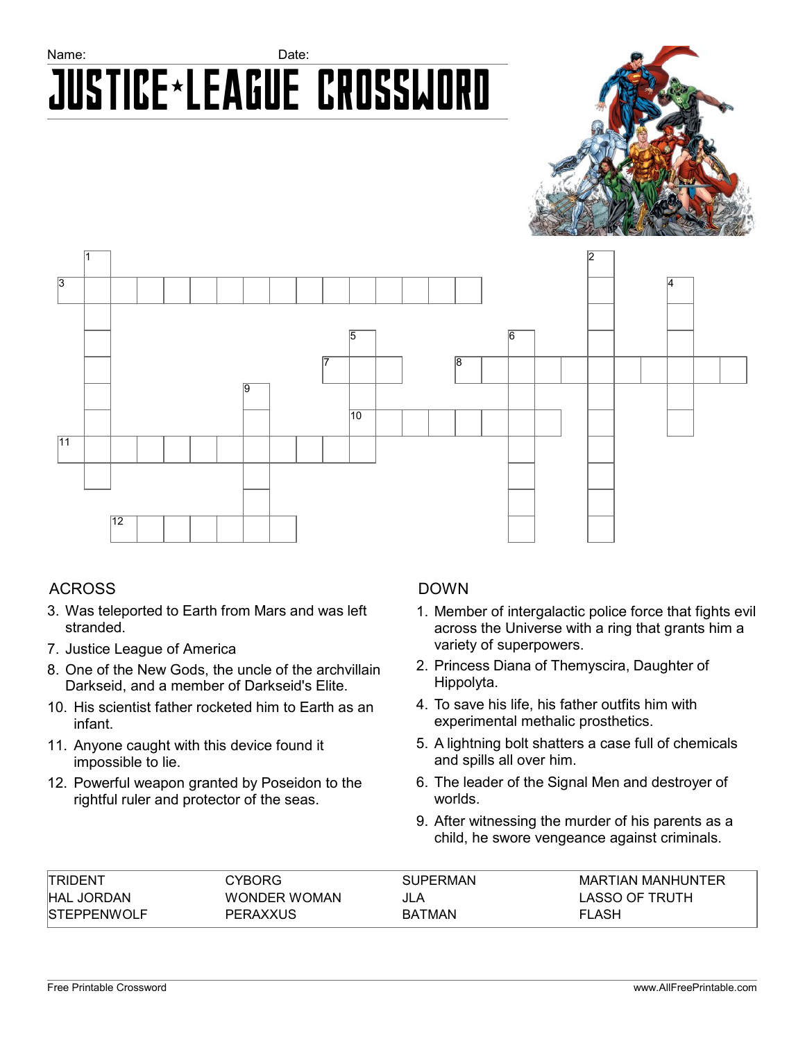Name: Date:

# JUSTICE★LEAGUE CROSSWORD

## ACROSS

3. Was teleported to Earth from Mars and was left stranded.
7. Justice League of America
8. One of the New Gods, the uncle of the archvillain Darkseid, and a member of Darkseid's Elite.
10. His scientist father rocketed him to Earth as an infant.
11. Anyone caught with this device found it impossible to lie.
12. Powerful weapon granted by Poseidon to the rightful ruler and protector of the seas.

## DOWN

1. Member of intergalactic police force that fights evil across the Universe with a ring that grants him a variety of superpowers.
2. Princess Diana of Themyscira, Daughter of Hippolyta.
4. To save his life, his father outfits him with experimental methalic prosthetics.
5. A lightning bolt shatters a case full of chemicals and spills all over him.
6. The leader of the Signal Men and destroyer of worlds.
9. After witnessing the murder of his parents as a child, he swore vengeance against criminals.

| | | | |
|---|---|---|---|
| TRIDENT | CYBORG | SUPERMAN | MARTIAN MANHUNTER |
| HAL JORDAN | WONDER WOMAN | JLA | LASSO OF TRUTH |
| STEPPENWOLF | PERAXXUS | BATMAN | FLASH |

Free Printable Crossword www.AllFreePrintable.com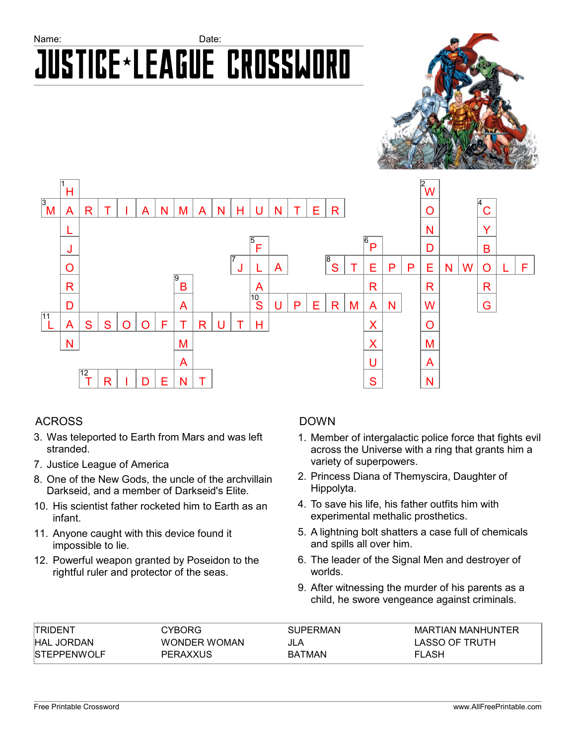Name: Date:

# JUSTICE★LEAGUE CROSSWORD

## ACROSS

3. Was teleported to Earth from Mars and was left stranded.
7. Justice League of America
8. One of the New Gods, the uncle of the archvillain Darkseid, and a member of Darkseid's Elite.
10. His scientist father rocketed him to Earth as an infant.
11. Anyone caught with this device found it impossible to lie.
12. Powerful weapon granted by Poseidon to the rightful ruler and protector of the seas.

## DOWN

1. Member of intergalactic police force that fights evil across the Universe with a ring that grants him a variety of superpowers.
2. Princess Diana of Themyscira, Daughter of Hippolyta.
4. To save his life, his father outfits him with experimental methalic prosthetics.
5. A lightning bolt shatters a case full of chemicals and spills all over him.
6. The leader of the Signal Men and destroyer of worlds.
9. After witnessing the murder of his parents as a child, he swore vengeance against criminals.

| | | | |
|---|---|---|---|
| TRIDENT | CYBORG | SUPERMAN | MARTIAN MANHUNTER |
| HAL JORDAN | WONDER WOMAN | JLA | LASSO OF TRUTH |
| STEPPENWOLF | PERAXXUS | BATMAN | FLASH |

Free Printable Crossword www.AllFreePrintable.com